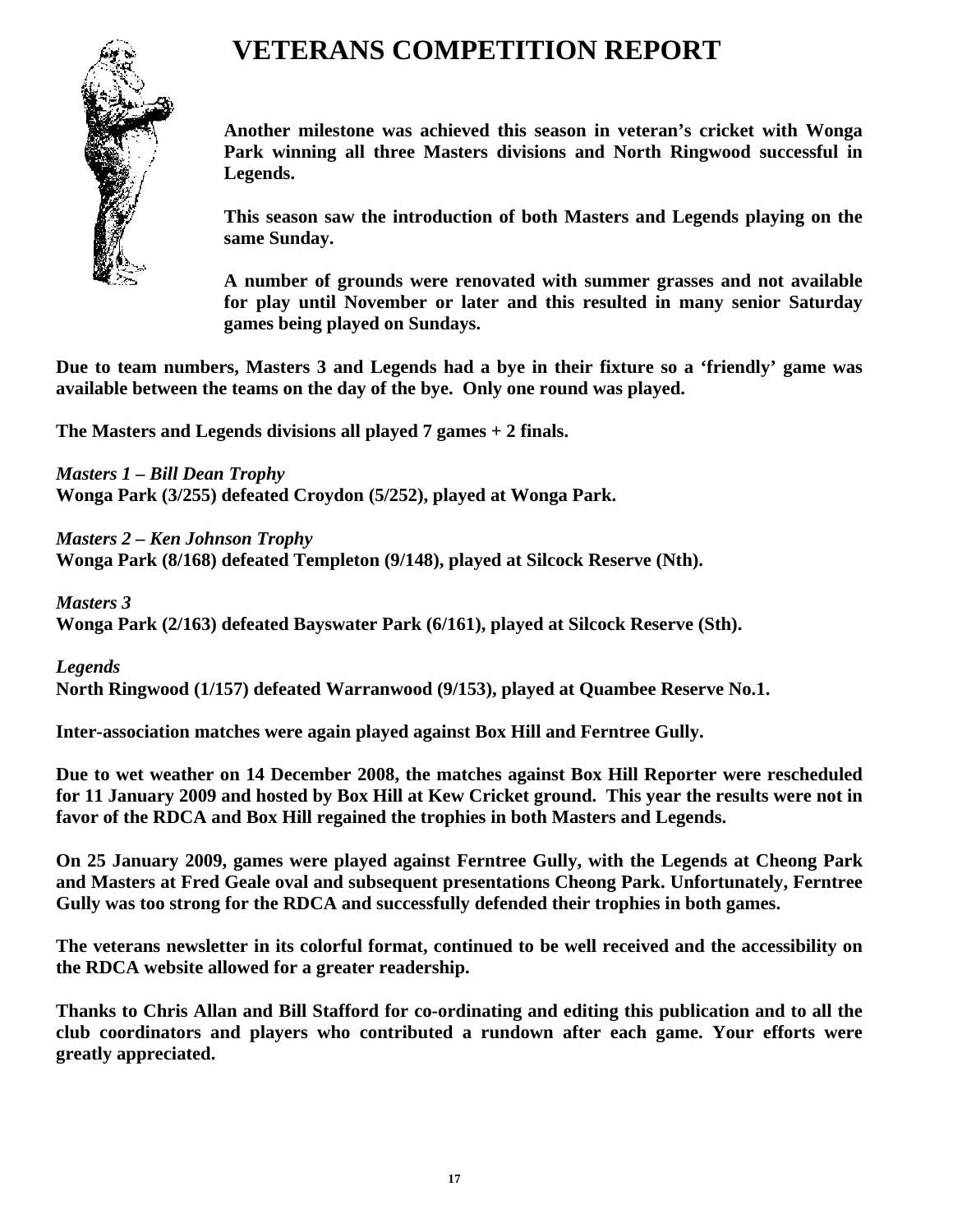# VETERANS COMPETITION REPORT

**Another milestone was achieved this season in veteran's cricket with Wonga Park winning all three Masters divisions and North Ringwood successful in Legends.**

**This season saw the introduction of both Masters and Legends playing on the same Sunday.**

**A number of grounds were renovated with summer grasses and not available for play until November or later and this resulted in many senior Saturday games being played on Sundays.**

**Due to team numbers, Masters 3 and Legends had a bye in their fixture so a 'friendly' game was available between the teams on the day of the bye. Only one round was played.**

**The Masters and Legends divisions all played 7 games + 2 finals.**

***Masters 1 – Bill Dean Trophy***
**Wonga Park (3/255) defeated Croydon (5/252), played at Wonga Park.**

***Masters 2 – Ken Johnson Trophy***
**Wonga Park (8/168) defeated Templeton (9/148), played at Silcock Reserve (Nth).**

***Masters 3***
**Wonga Park (2/163) defeated Bayswater Park (6/161), played at Silcock Reserve (Sth).**

***Legends***
**North Ringwood (1/157) defeated Warranwood (9/153), played at Quambee Reserve No.1.**

**Inter-association matches were again played against Box Hill and Ferntree Gully.**

**Due to wet weather on 14 December 2008, the matches against Box Hill Reporter were rescheduled for 11 January 2009 and hosted by Box Hill at Kew Cricket ground. This year the results were not in favor of the RDCA and Box Hill regained the trophies in both Masters and Legends.**

**On 25 January 2009, games were played against Ferntree Gully, with the Legends at Cheong Park and Masters at Fred Geale oval and subsequent presentations Cheong Park. Unfortunately, Ferntree Gully was too strong for the RDCA and successfully defended their trophies in both games.**

**The veterans newsletter in its colorful format, continued to be well received and the accessibility on the RDCA website allowed for a greater readership.**

**Thanks to Chris Allan and Bill Stafford for co-ordinating and editing this publication and to all the club coordinators and players who contributed a rundown after each game. Your efforts were greatly appreciated.**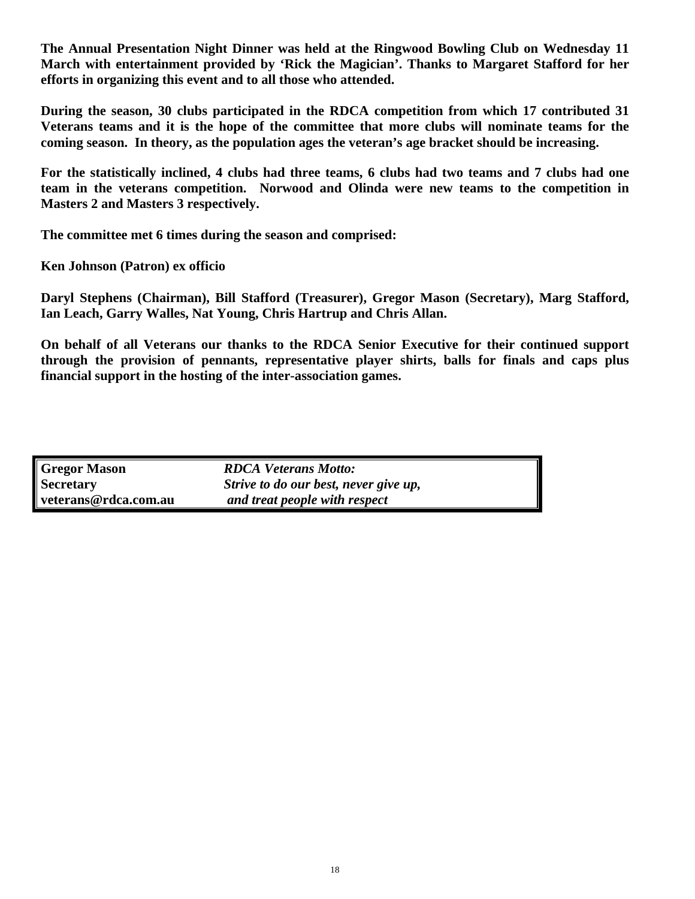**The Annual Presentation Night Dinner was held at the Ringwood Bowling Club on Wednesday 11 March with entertainment provided by 'Rick the Magician'. Thanks to Margaret Stafford for her efforts in organizing this event and to all those who attended.**

**During the season, 30 clubs participated in the RDCA competition from which 17 contributed 31 Veterans teams and it is the hope of the committee that more clubs will nominate teams for the coming season. In theory, as the population ages the veteran's age bracket should be increasing.**

**For the statistically inclined, 4 clubs had three teams, 6 clubs had two teams and 7 clubs had one team in the veterans competition. Norwood and Olinda were new teams to the competition in Masters 2 and Masters 3 respectively.**

**The committee met 6 times during the season and comprised:**

**Ken Johnson (Patron) ex officio**

**Daryl Stephens (Chairman), Bill Stafford (Treasurer), Gregor Mason (Secretary), Marg Stafford, Ian Leach, Garry Walles, Nat Young, Chris Hartrup and Chris Allan.**

**On behalf of all Veterans our thanks to the RDCA Senior Executive for their continued support through the provision of pennants, representative player shirts, balls for finals and caps plus financial support in the hosting of the inter-association games.**

| | |
|---|---|
| **Gregor Mason** | ***RDCA Veterans Motto:*** |
| **Secretary** | ***Strive to do our best, never give up,*** |
| **veterans@rdca.com.au** | ***and treat people with respect*** |